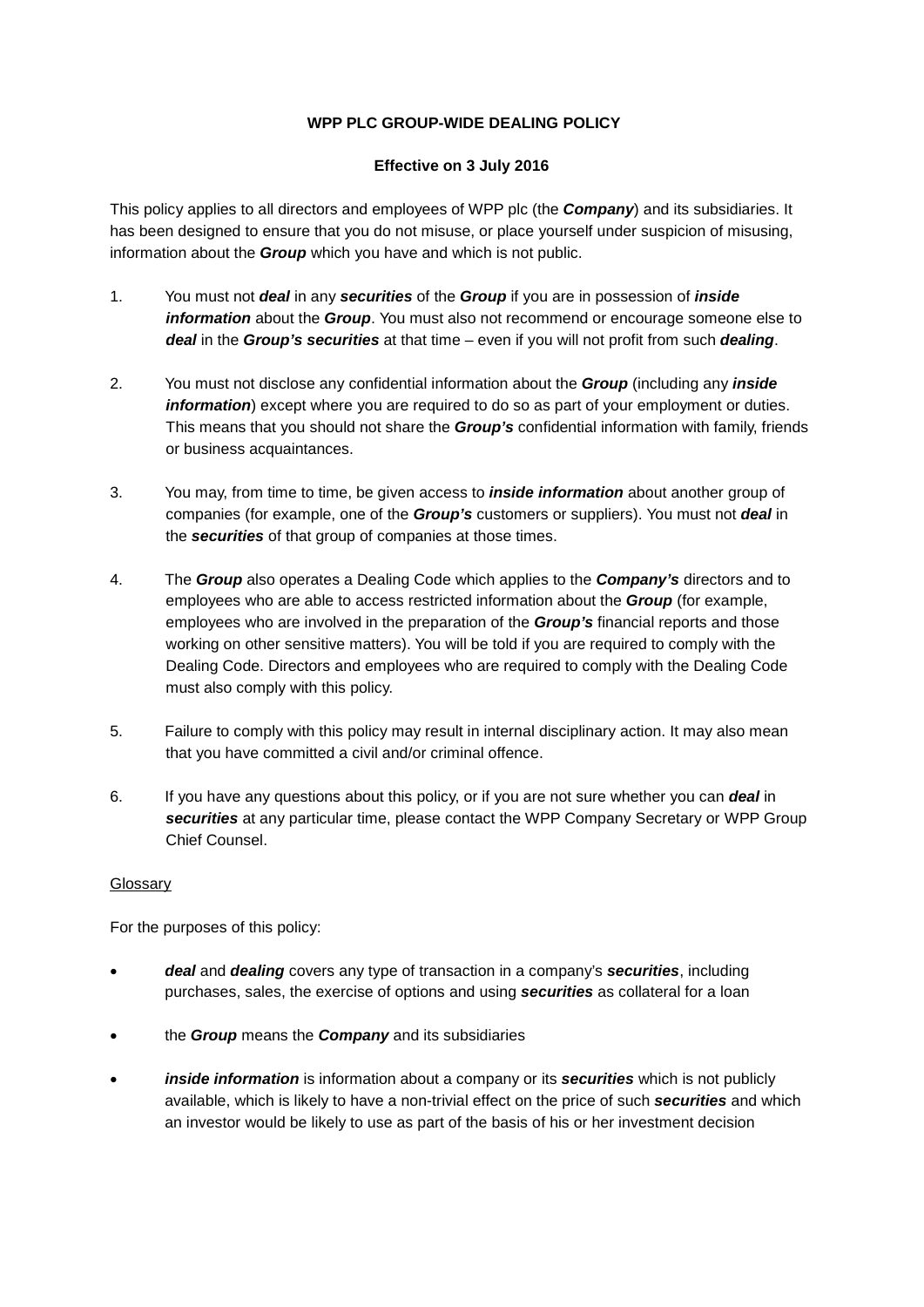# WPP PLC GROUP-WIDE DEALING POLICY

**Effective on 3 July 2016**

This policy applies to all directors and employees of WPP plc (the ***Company***) and its subsidiaries. It has been designed to ensure that you do not misuse, or place yourself under suspicion of misusing, information about the ***Group*** which you have and which is not public.

1. You must not ***deal*** in any ***securities*** of the ***Group*** if you are in possession of ***inside information*** about the ***Group***. You must also not recommend or encourage someone else to ***deal*** in the ***Group's securities*** at that time – even if you will not profit from such ***dealing***.

2. You must not disclose any confidential information about the ***Group*** (including any ***inside information***) except where you are required to do so as part of your employment or duties. This means that you should not share the ***Group's*** confidential information with family, friends or business acquaintances.

3. You may, from time to time, be given access to ***inside information*** about another group of companies (for example, one of the ***Group's*** customers or suppliers). You must not ***deal*** in the ***securities*** of that group of companies at those times.

4. The ***Group*** also operates a Dealing Code which applies to the ***Company's*** directors and to employees who are able to access restricted information about the ***Group*** (for example, employees who are involved in the preparation of the ***Group's*** financial reports and those working on other sensitive matters). You will be told if you are required to comply with the Dealing Code. Directors and employees who are required to comply with the Dealing Code must also comply with this policy.

5. Failure to comply with this policy may result in internal disciplinary action. It may also mean that you have committed a civil and/or criminal offence.

6. If you have any questions about this policy, or if you are not sure whether you can ***deal*** in ***securities*** at any particular time, please contact the WPP Company Secretary or WPP Group Chief Counsel.

Glossary

For the purposes of this policy:

- ***deal*** and ***dealing*** covers any type of transaction in a company's ***securities***, including purchases, sales, the exercise of options and using ***securities*** as collateral for a loan

- the ***Group*** means the ***Company*** and its subsidiaries

- ***inside information*** is information about a company or its ***securities*** which is not publicly available, which is likely to have a non-trivial effect on the price of such ***securities*** and which an investor would be likely to use as part of the basis of his or her investment decision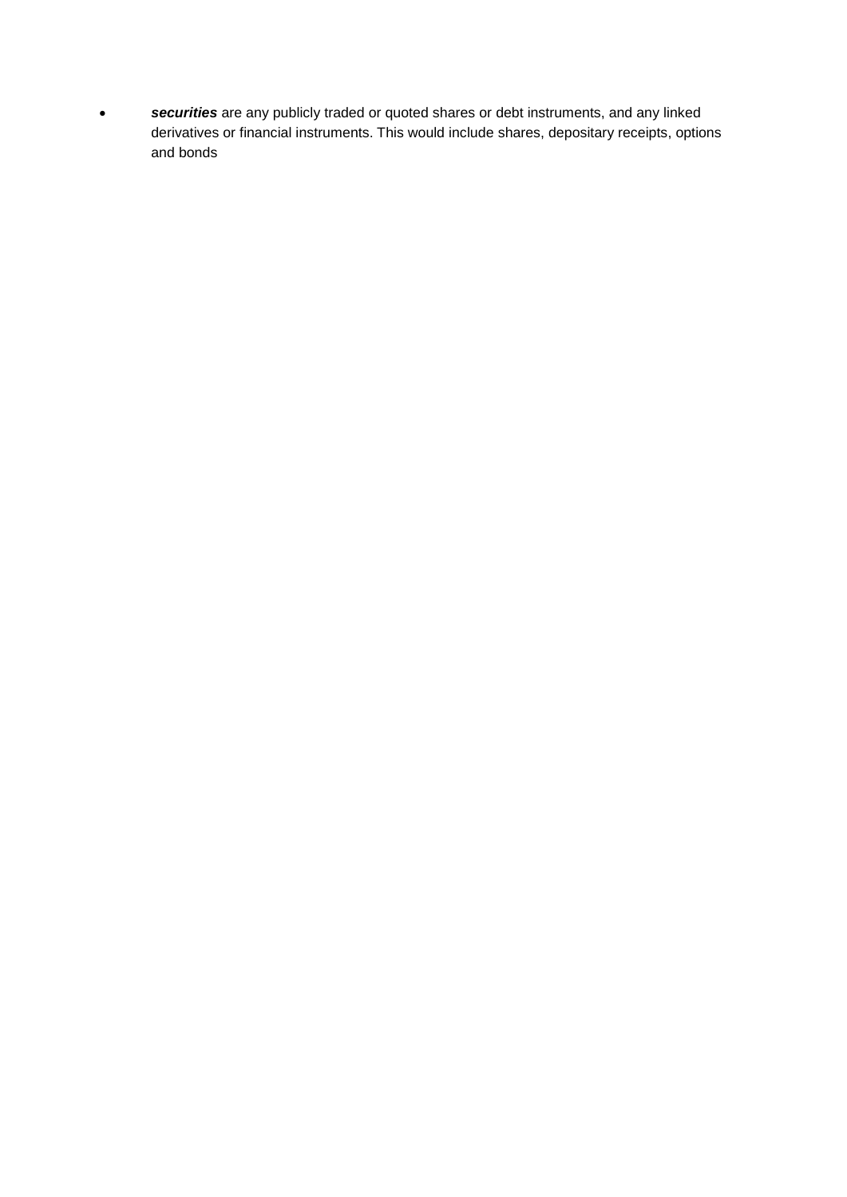- ***securities*** are any publicly traded or quoted shares or debt instruments, and any linked derivatives or financial instruments. This would include shares, depositary receipts, options and bonds